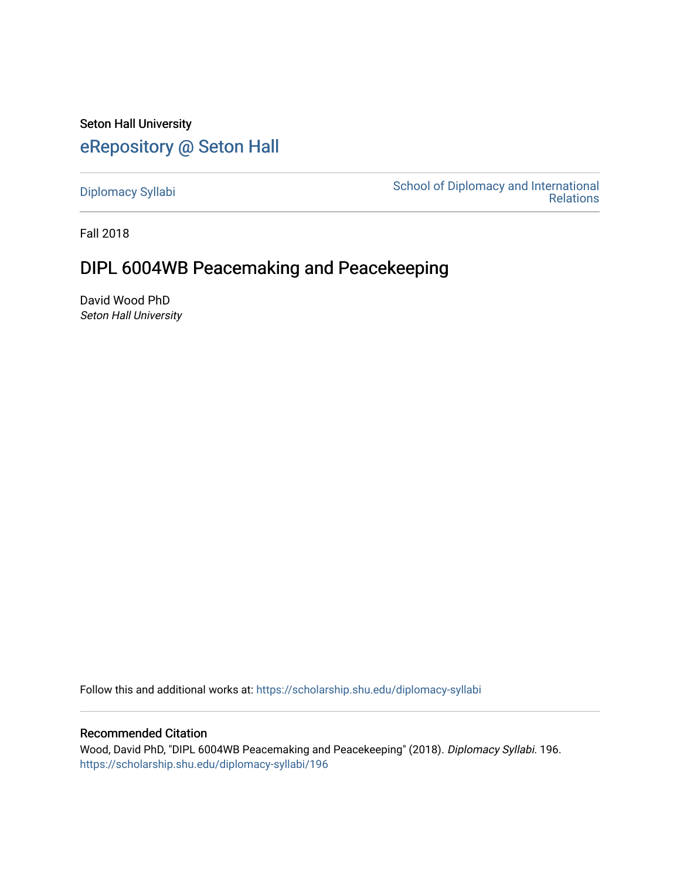Seton Hall University

# eRepository @ Seton Hall

Diplomacy Syllabi

School of Diplomacy and International Relations

Fall 2018

## DIPL 6004WB Peacemaking and Peacekeeping

David Wood PhD
*Seton Hall University*

Follow this and additional works at: https://scholarship.shu.edu/diplomacy-syllabi

### Recommended Citation

Wood, David PhD, "DIPL 6004WB Peacemaking and Peacekeeping" (2018). *Diplomacy Syllabi*. 196.
https://scholarship.shu.edu/diplomacy-syllabi/196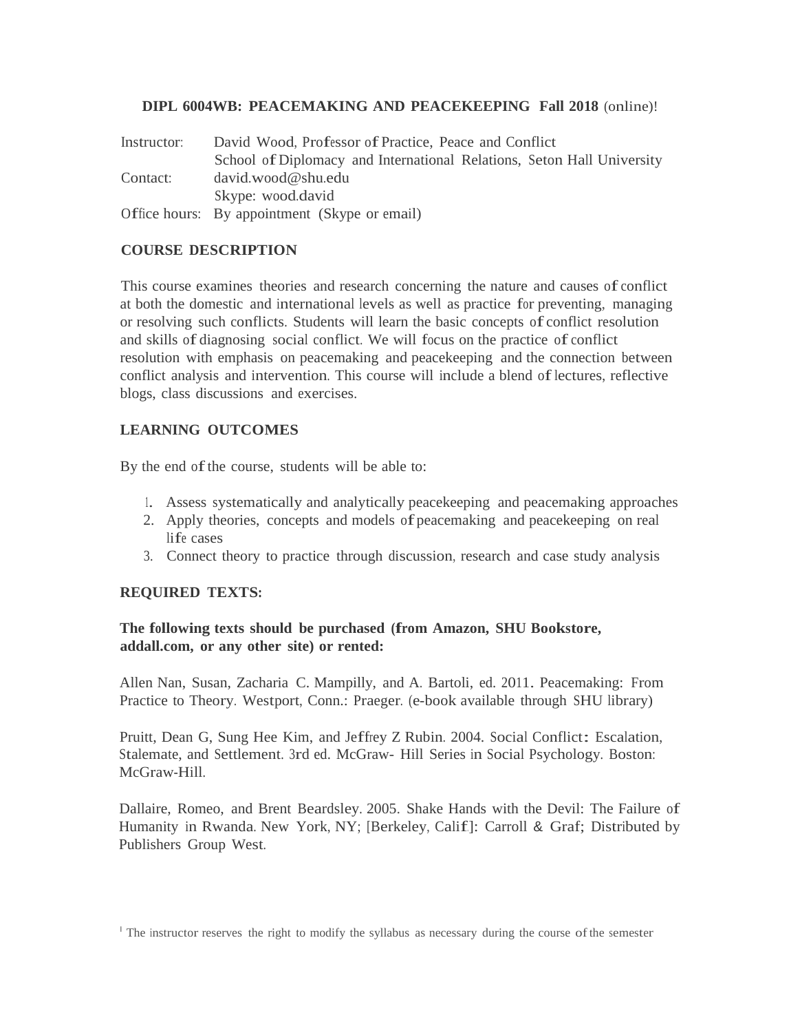**DIPL 6004WB: PEACEMAKING AND PEACEKEEPING Fall 2018** (online)[1]

Instructor: David Wood, Professor of Practice, Peace and Conflict
School of Diplomacy and International Relations, Seton Hall University

Contact: david.wood@shu.edu
Skype: wood.david

Office hours: By appointment (Skype or email)

## COURSE DESCRIPTION

This course examines theories and research concerning the nature and causes of conflict at both the domestic and international levels as well as practice for preventing, managing or resolving such conflicts. Students will learn the basic concepts of conflict resolution and skills of diagnosing social conflict. We will focus on the practice of conflict resolution with emphasis on peacemaking and peacekeeping and the connection between conflict analysis and intervention. This course will include a blend of lectures, reflective blogs, class discussions and exercises.

## LEARNING OUTCOMES

By the end of the course, students will be able to:

1. Assess systematically and analytically peacekeeping and peacemaking approaches
2. Apply theories, concepts and models of peacemaking and peacekeeping on real life cases
3. Connect theory to practice through discussion, research and case study analysis

## REQUIRED TEXTS:

**The following texts should be purchased (from Amazon, SHU Bookstore, addall.com, or any other site) or rented:**

Allen Nan, Susan, Zacharia C. Mampilly, and A. Bartoli, ed. 2011. Peacemaking: From Practice to Theory. Westport, Conn.: Praeger. (e-book available through SHU library)

Pruitt, Dean G, Sung Hee Kim, and Jeffrey Z Rubin. 2004. Social Conflict: Escalation, Stalemate, and Settlement. 3rd ed. McGraw- Hill Series in Social Psychology. Boston: McGraw-Hill.

Dallaire, Romeo, and Brent Beardsley. 2005. Shake Hands with the Devil: The Failure of Humanity in Rwanda. New York, NY; [Berkeley, Calif]: Carroll & Graf; Distributed by Publishers Group West.

[1] The instructor reserves the right to modify the syllabus as necessary during the course of the semester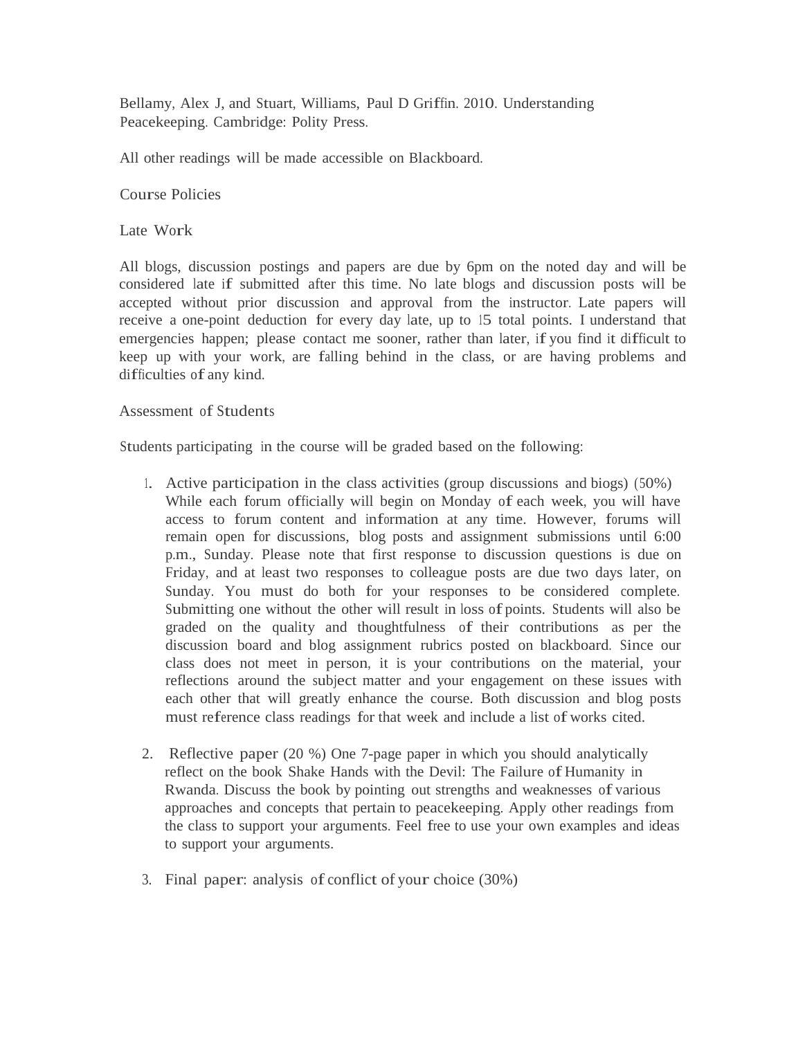Bellamy, Alex J, and Stuart, Williams, Paul D Griffin. 2010. Understanding Peacekeeping. Cambridge: Polity Press.

All other readings will be made accessible on Blackboard.

## Course Policies

### Late Work

All blogs, discussion postings and papers are due by 6pm on the noted day and will be considered late if submitted after this time. No late blogs and discussion posts will be accepted without prior discussion and approval from the instructor. Late papers will receive a one-point deduction for every day late, up to 15 total points. I understand that emergencies happen; please contact me sooner, rather than later, if you find it difficult to keep up with your work, are falling behind in the class, or are having problems and difficulties of any kind.

### Assessment of Students

Students participating in the course will be graded based on the following:

1. Active participation in the class activities (group discussions and biogs) (50%) While each forum officially will begin on Monday of each week, you will have access to forum content and information at any time. However, forums will remain open for discussions, blog posts and assignment submissions until 6:00 p.m., Sunday. Please note that first response to discussion questions is due on Friday, and at least two responses to colleague posts are due two days later, on Sunday. You must do both for your responses to be considered complete. Submitting one without the other will result in loss of points. Students will also be graded on the quality and thoughtfulness of their contributions as per the discussion board and blog assignment rubrics posted on blackboard. Since our class does not meet in person, it is your contributions on the material, your reflections around the subject matter and your engagement on these issues with each other that will greatly enhance the course. Both discussion and blog posts must reference class readings for that week and include a list of works cited.

2. Reflective paper (20 %) One 7-page paper in which you should analytically reflect on the book Shake Hands with the Devil: The Failure of Humanity in Rwanda. Discuss the book by pointing out strengths and weaknesses of various approaches and concepts that pertain to peacekeeping. Apply other readings from the class to support your arguments. Feel free to use your own examples and ideas to support your arguments.

3. Final paper: analysis of conflict of your choice (30%)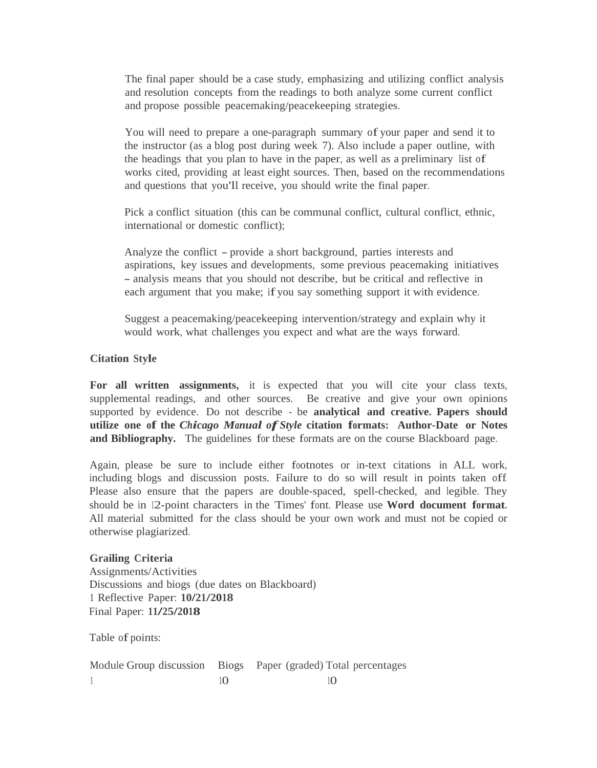The final paper should be a case study, emphasizing and utilizing conflict analysis and resolution concepts from the readings to both analyze some current conflict and propose possible peacemaking/peacekeeping strategies.

You will need to prepare a one-paragraph summary of your paper and send it to the instructor (as a blog post during week 7). Also include a paper outline, with the headings that you plan to have in the paper, as well as a preliminary list of works cited, providing at least eight sources. Then, based on the recommendations and questions that you'll receive, you should write the final paper.

Pick a conflict situation (this can be communal conflict, cultural conflict, ethnic, international or domestic conflict);

Analyze the conflict – provide a short background, parties interests and aspirations, key issues and developments, some previous peacemaking initiatives – analysis means that you should not describe, but be critical and reflective in each argument that you make; if you say something support it with evidence.

Suggest a peacemaking/peacekeeping intervention/strategy and explain why it would work, what challenges you expect and what are the ways forward.

**Citation Style**

**For all written assignments,** it is expected that you will cite your class texts, supplemental readings, and other sources. Be creative and give your own opinions supported by evidence. Do not describe - be **analytical and creative. Papers should utilize one of the *Chicago Manual of Style* citation formats: Author-Date or Notes and Bibliography.** The guidelines for these formats are on the course Blackboard page.

Again, please be sure to include either footnotes or in-text citations in ALL work, including blogs and discussion posts. Failure to do so will result in points taken off. Please also ensure that the papers are double-spaced, spell-checked, and legible. They should be in 12-point characters in the 'Times' font. Please use **Word document format.** All material submitted for the class should be your own work and must not be copied or otherwise plagiarized.

**Grailing Criteria**
Assignments/Activities
Discussions and biogs (due dates on Blackboard)
1 Reflective Paper: **10/21/2018**
Final Paper: **11/25/2018**

Table of points:

| Module | Group discussion | Biogs | Paper (graded) | Total percentages |
|---|---|---|---|---|
| 1 | | 10 | | 10 |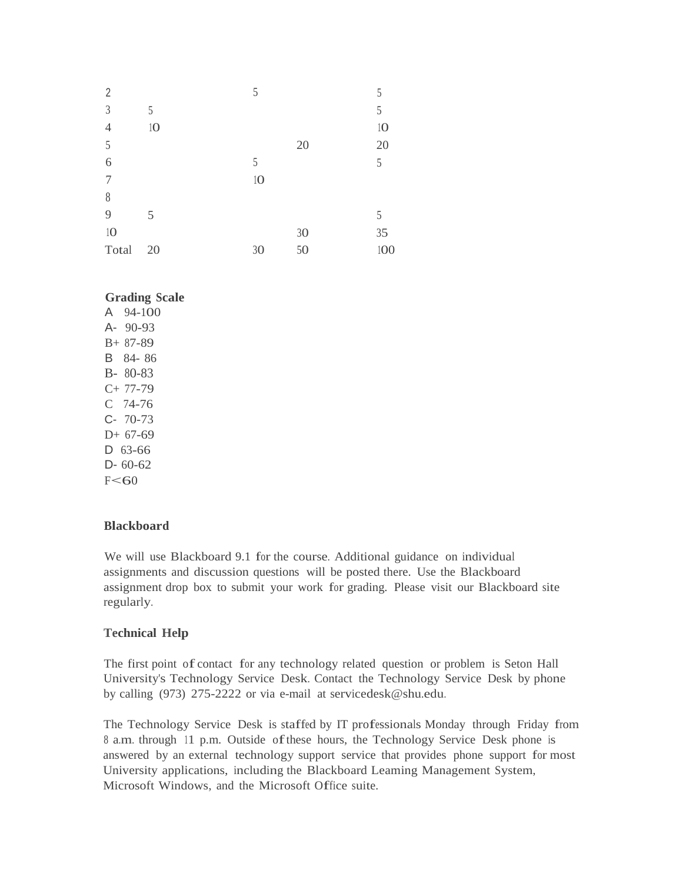| | | | | |
|---|---|---|---|---|
| 2 | | 5 | | 5 |
| 3 | 5 | | | 5 |
| 4 | 10 | | | 10 |
| 5 | | | 20 | 20 |
| 6 | | 5 | | 5 |
| 7 | | 10 | | |
| 8 | | | | |
| 9 | 5 | | | 5 |
| 10 | | | 30 | 35 |
| Total | 20 | 30 | 50 | 100 |

**Grading Scale**

A 94-100
A- 90-93
B+ 87-89
B 84- 86
B- 80-83
C+ 77-79
C 74-76
C- 70-73
D+ 67-69
D 63-66
D- 60-62
F<60

**Blackboard**

We will use Blackboard 9.1 for the course. Additional guidance on individual assignments and discussion questions will be posted there. Use the Blackboard assignment drop box to submit your work for grading. Please visit our Blackboard site regularly.

**Technical Help**

The first point of contact for any technology related question or problem is Seton Hall University's Technology Service Desk. Contact the Technology Service Desk by phone by calling (973) 275-2222 or via e-mail at servicedesk@shu.edu.

The Technology Service Desk is staffed by IT professionals Monday through Friday from 8 a.m. through 11 p.m. Outside of these hours, the Technology Service Desk phone is answered by an external technology support service that provides phone support for most University applications, including the Blackboard Leaming Management System, Microsoft Windows, and the Microsoft Office suite.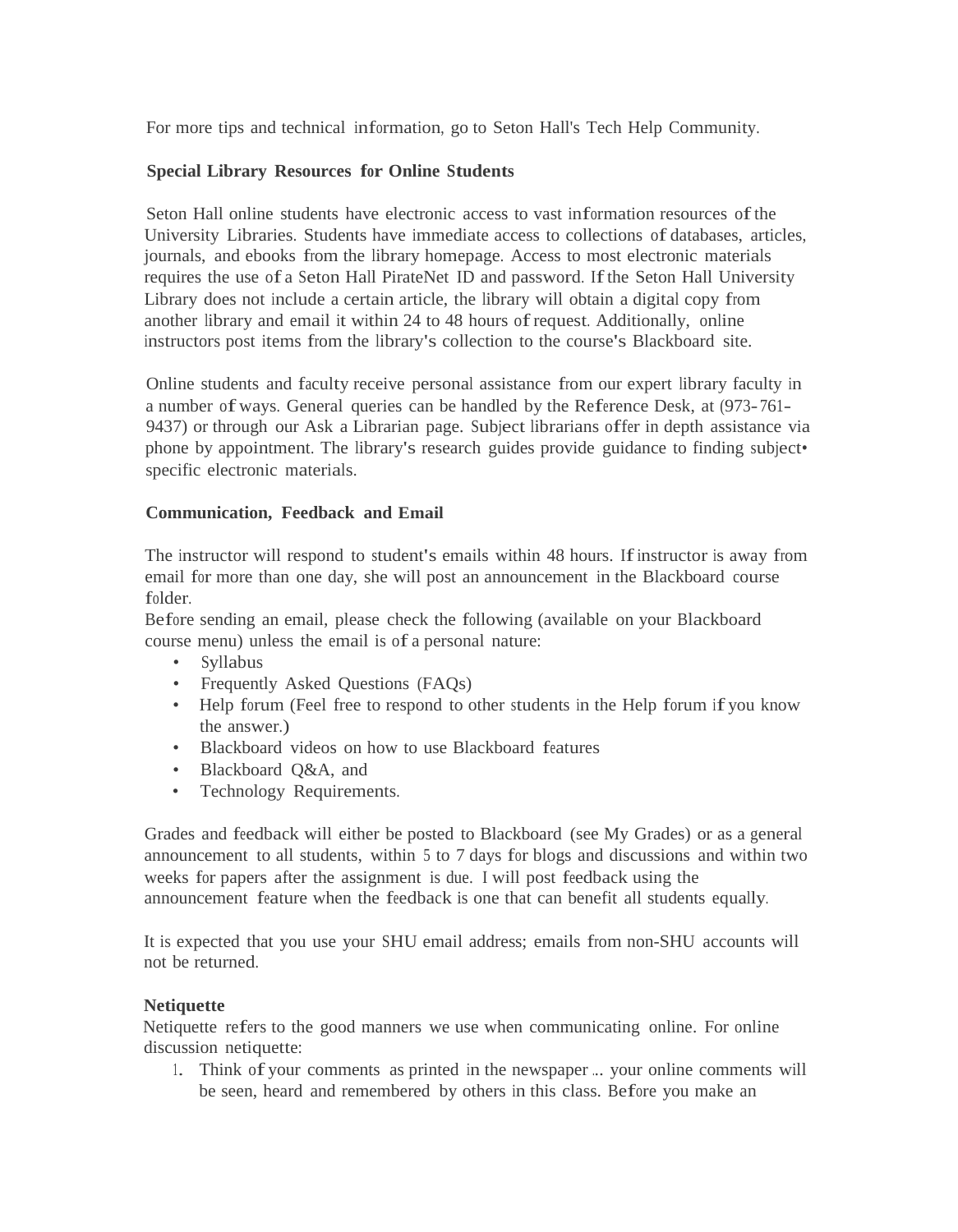For more tips and technical information, go to Seton Hall's Tech Help Community.

**Special Library Resources for Online Students**

Seton Hall online students have electronic access to vast information resources of the University Libraries. Students have immediate access to collections of databases, articles, journals, and ebooks from the library homepage. Access to most electronic materials requires the use of a Seton Hall PirateNet ID and password. If the Seton Hall University Library does not include a certain article, the library will obtain a digital copy from another library and email it within 24 to 48 hours of request. Additionally, online instructors post items from the library's collection to the course's Blackboard site.

Online students and faculty receive personal assistance from our expert library faculty in a number of ways. General queries can be handled by the Reference Desk, at (973-761-9437) or through our Ask a Librarian page. Subject librarians offer in depth assistance via phone by appointment. The library's research guides provide guidance to finding subject• specific electronic materials.

**Communication, Feedback and Email**

The instructor will respond to student's emails within 48 hours. If instructor is away from email for more than one day, she will post an announcement in the Blackboard course folder.
Before sending an email, please check the following (available on your Blackboard course menu) unless the email is of a personal nature:

- Syllabus
- Frequently Asked Questions (FAQs)
- Help forum (Feel free to respond to other students in the Help forum if you know the answer.)
- Blackboard videos on how to use Blackboard features
- Blackboard Q&A, and
- Technology Requirements.

Grades and feedback will either be posted to Blackboard (see My Grades) or as a general announcement to all students, within 5 to 7 days for blogs and discussions and within two weeks for papers after the assignment is due. I will post feedback using the announcement feature when the feedback is one that can benefit all students equally.

It is expected that you use your SHU email address; emails from non-SHU accounts will not be returned.

**Netiquette**

Netiquette refers to the good manners we use when communicating online. For online discussion netiquette:

1. Think of your comments as printed in the newspaper ... your online comments will be seen, heard and remembered by others in this class. Before you make an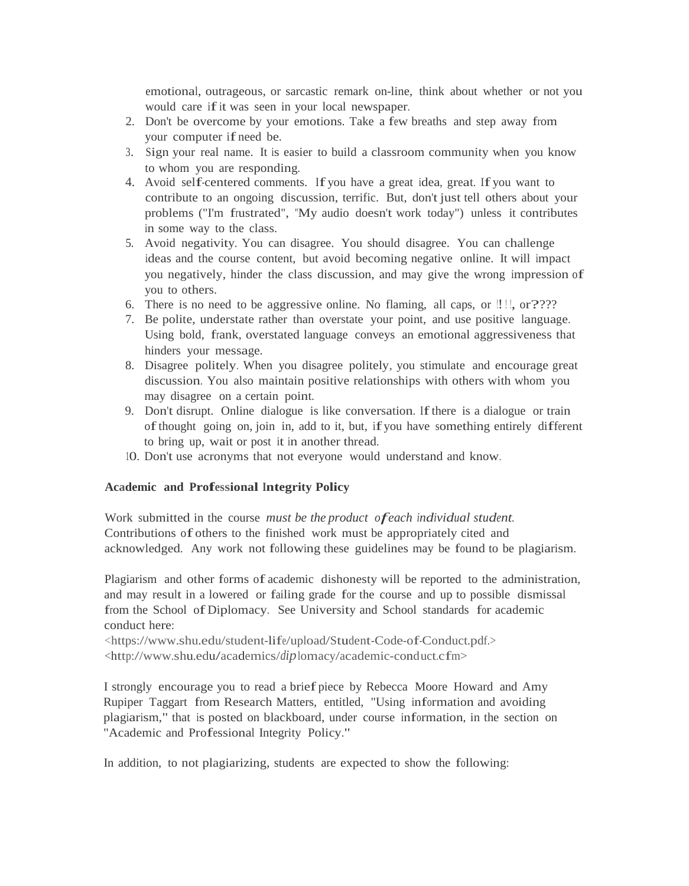emotional, outrageous, or sarcastic remark on-line, think about whether or not you would care if it was seen in your local newspaper.

2. Don't be overcome by your emotions. Take a few breaths and step away from your computer if need be.
3. Sign your real name. It is easier to build a classroom community when you know to whom you are responding.
4. Avoid self-centered comments. If you have a great idea, great. If you want to contribute to an ongoing discussion, terrific. But, don't just tell others about your problems ("I'm frustrated", "My audio doesn't work today") unless it contributes in some way to the class.
5. Avoid negativity. You can disagree. You should disagree. You can challenge ideas and the course content, but avoid becoming negative online. It will impact you negatively, hinder the class discussion, and may give the wrong impression of you to others.
6. There is no need to be aggressive online. No flaming, all caps, or !!!!, or????
7. Be polite, understate rather than overstate your point, and use positive language. Using bold, frank, overstated language conveys an emotional aggressiveness that hinders your message.
8. Disagree politely. When you disagree politely, you stimulate and encourage great discussion. You also maintain positive relationships with others with whom you may disagree on a certain point.
9. Don't disrupt. Online dialogue is like conversation. If there is a dialogue or train of thought going on, join in, add to it, but, if you have something entirely different to bring up, wait or post it in another thread.
10. Don't use acronyms that not everyone would understand and know.

**Academic and Professional Integrity Policy**

Work submitted in the course *must be the product of each individual student*. Contributions of others to the finished work must be appropriately cited and acknowledged. Any work not following these guidelines may be found to be plagiarism.

Plagiarism and other forms of academic dishonesty will be reported to the administration, and may result in a lowered or failing grade for the course and up to possible dismissal from the School of Diplomacy. See University and School standards for academic conduct here:
<https://www.shu.edu/student-life/upload/Student-Code-of-Conduct.pdf.>
<http://www.shu.edu/academics/diplomacy/academic-conduct.cfm>

I strongly encourage you to read a brief piece by Rebecca Moore Howard and Amy Rupiper Taggart from Research Matters, entitled, "Using information and avoiding plagiarism," that is posted on blackboard, under course information, in the section on "Academic and Professional Integrity Policy."

In addition, to not plagiarizing, students are expected to show the following: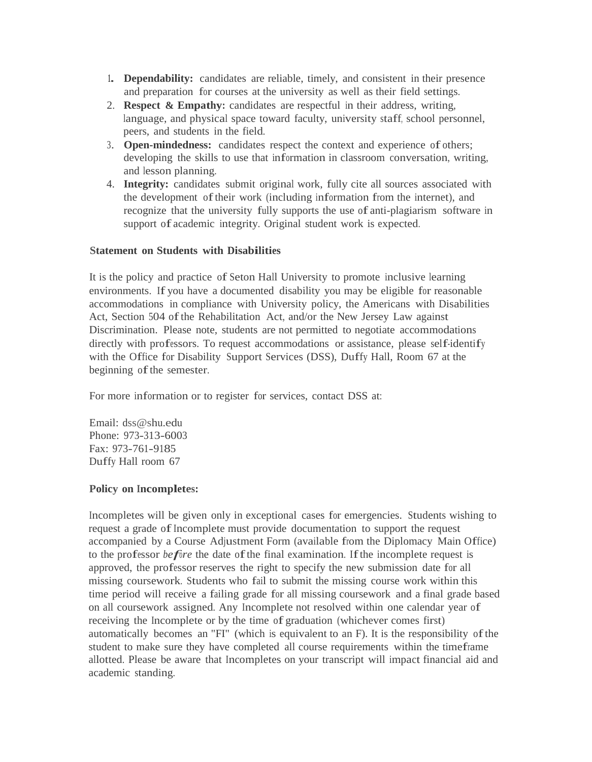1. **Dependability:** candidates are reliable, timely, and consistent in their presence and preparation for courses at the university as well as their field settings.
2. **Respect & Empathy:** candidates are respectful in their address, writing, language, and physical space toward faculty, university staff, school personnel, peers, and students in the field.
3. **Open-mindedness:** candidates respect the context and experience of others; developing the skills to use that information in classroom conversation, writing, and lesson planning.
4. **Integrity:** candidates submit original work, fully cite all sources associated with the development of their work (including information from the internet), and recognize that the university fully supports the use of anti-plagiarism software in support of academic integrity. Original student work is expected.

**Statement on Students with Disabilities**

It is the policy and practice of Seton Hall University to promote inclusive learning environments. If you have a documented disability you may be eligible for reasonable accommodations in compliance with University policy, the Americans with Disabilities Act, Section 504 of the Rehabilitation Act, and/or the New Jersey Law against Discrimination. Please note, students are not permitted to negotiate accommodations directly with professors. To request accommodations or assistance, please self-identify with the Office for Disability Support Services (DSS), Duffy Hall, Room 67 at the beginning of the semester.

For more information or to register for services, contact DSS at:

Email: dss@shu.edu
Phone: 973-313-6003
Fax: 973-761-9185
Duffy Hall room 67

**Policy on Incompletes:**

Incompletes will be given only in exceptional cases for emergencies. Students wishing to request a grade of Incomplete must provide documentation to support the request accompanied by a Course Adjustment Form (available from the Diplomacy Main Office) to the professor *before* the date of the final examination. If the incomplete request is approved, the professor reserves the right to specify the new submission date for all missing coursework. Students who fail to submit the missing course work within this time period will receive a failing grade for all missing coursework and a final grade based on all coursework assigned. Any Incomplete not resolved within one calendar year of receiving the Incomplete or by the time of graduation (whichever comes first) automatically becomes an "FI" (which is equivalent to an F). It is the responsibility of the student to make sure they have completed all course requirements within the timeframe allotted. Please be aware that Incompletes on your transcript will impact financial aid and academic standing.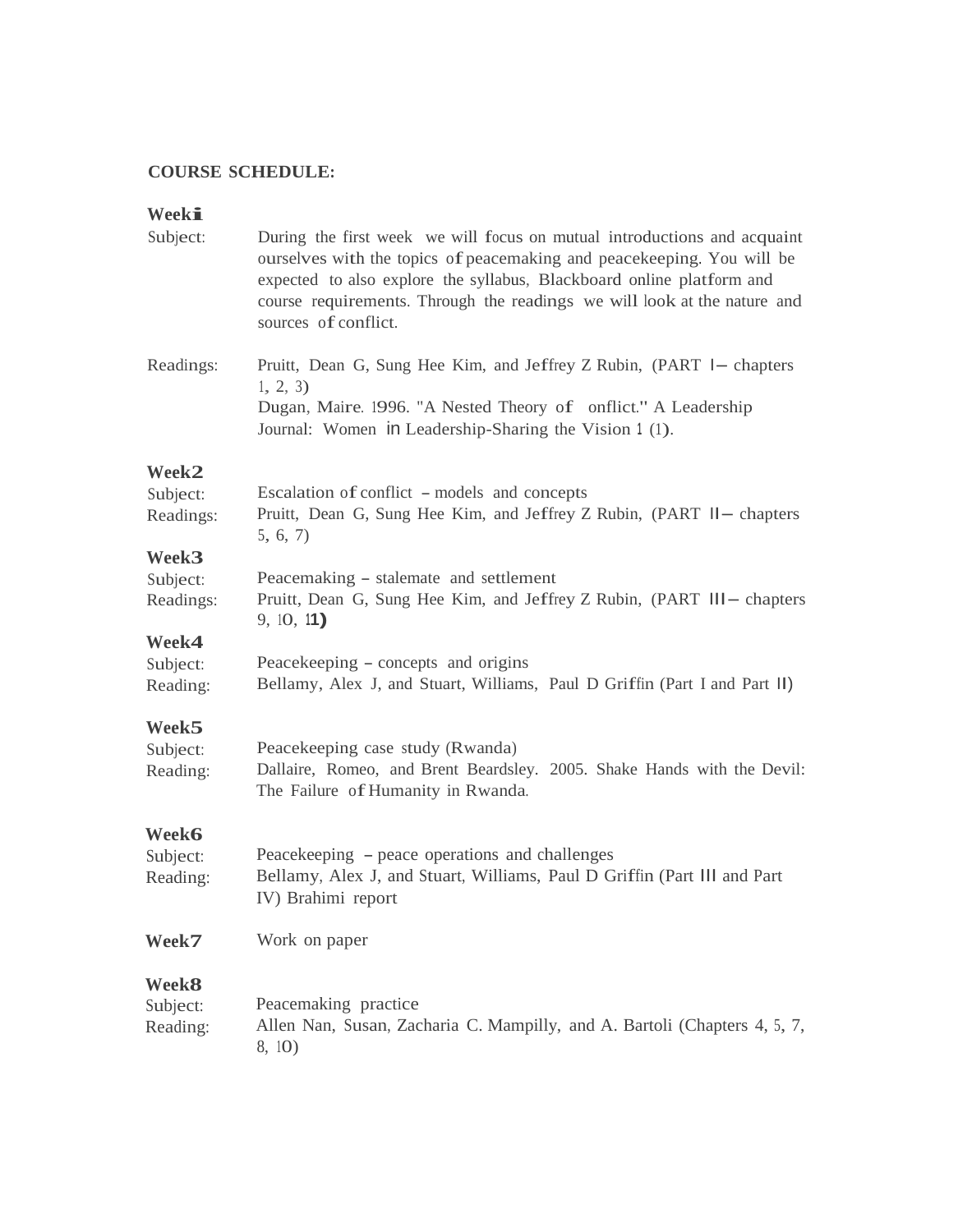**COURSE SCHEDULE:**

**Week 1**

Subject: During the first week we will focus on mutual introductions and acquaint ourselves with the topics of peacemaking and peacekeeping. You will be expected to also explore the syllabus, Blackboard online platform and course requirements. Through the readings we will look at the nature and sources of conflict.

Readings: Pruitt, Dean G, Sung Hee Kim, and Jeffrey Z Rubin, (PART I – chapters 1, 2, 3)
Dugan, Maire. 1996. "A Nested Theory of onflict." A Leadership Journal: Women in Leadership-Sharing the Vision 1 (1).

**Week 2**

Subject: Escalation of conflict – models and concepts

Readings: Pruitt, Dean G, Sung Hee Kim, and Jeffrey Z Rubin, (PART II – chapters 5, 6, 7)

**Week 3**

Subject: Peacemaking – stalemate and settlement

Readings: Pruitt, Dean G, Sung Hee Kim, and Jeffrey Z Rubin, (PART III – chapters 9, 10, 11)

**Week 4**

Subject: Peacekeeping – concepts and origins

Reading: Bellamy, Alex J, and Stuart, Williams, Paul D Griffin (Part I and Part II)

**Week 5**

Subject: Peacekeeping case study (Rwanda)

Reading: Dallaire, Romeo, and Brent Beardsley. 2005. Shake Hands with the Devil: The Failure of Humanity in Rwanda.

**Week 6**

Subject: Peacekeeping – peace operations and challenges

Reading: Bellamy, Alex J, and Stuart, Williams, Paul D Griffin (Part III and Part IV) Brahimi report

**Week 7** Work on paper

**Week 8**

Subject: Peacemaking practice

Reading: Allen Nan, Susan, Zacharia C. Mampilly, and A. Bartoli (Chapters 4, 5, 7, 8, 10)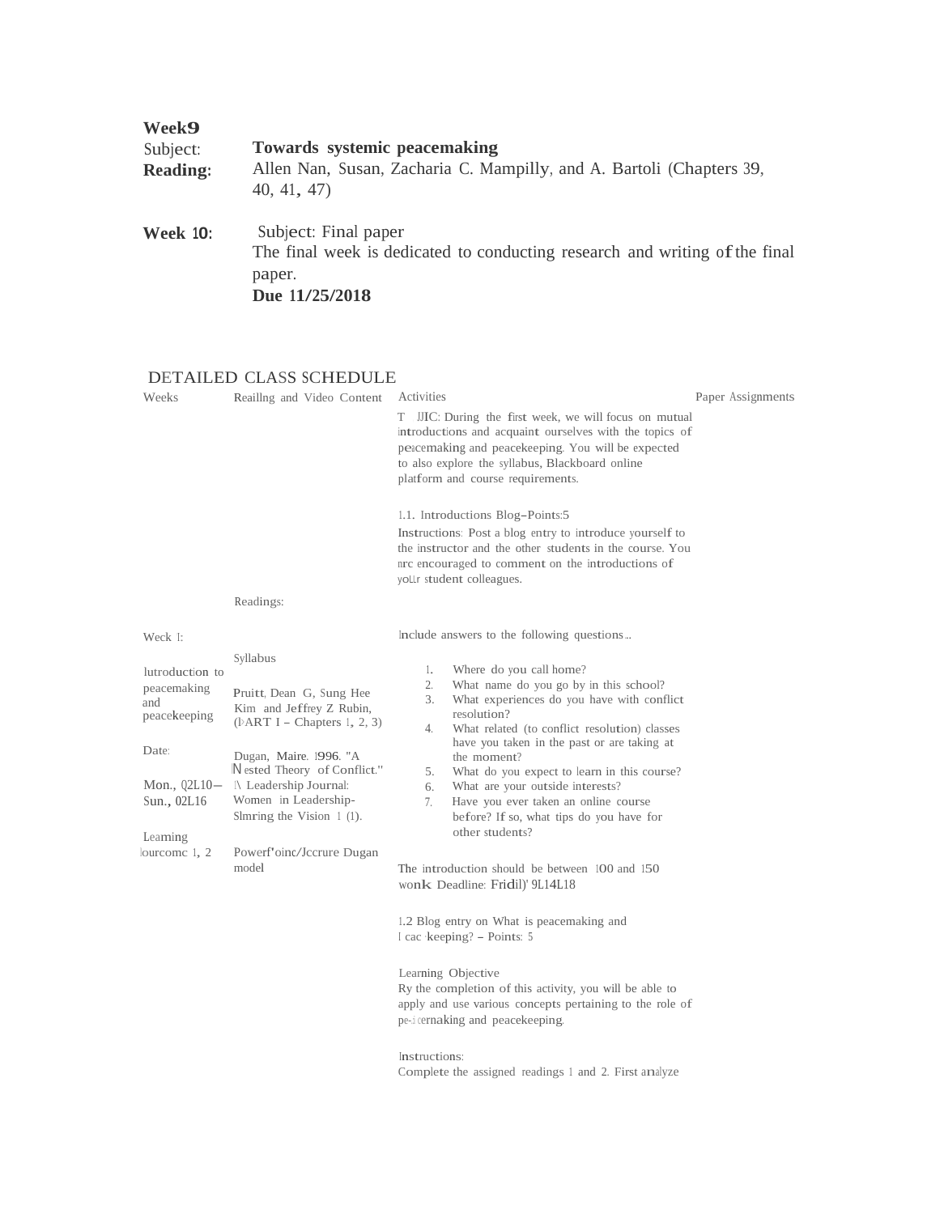**Week 9**
Subject: **Towards systemic peacemaking**
**Reading:** Allen Nan, Susan, Zacharia C. Mampilly, and A. Bartoli (Chapters 39, 40, 41, 47)

**Week 10:** Subject: Final paper
The final week is dedicated to conducting research and writing of the final paper.
**Due 11/25/2018**

DETAILED CLASS SCHEDULE

| Weeks | Reailing and Video Content | Activities | Paper Assignments |
|---|---|---|---|
| | | T JJIC: During the first week, we will focus on mutual introductions and acquaint ourselves with the topics of peacemaking and peacekeeping. You will be expected to also explore the syllabus, Blackboard online platform and course requirements.<br><br>1.1. Introductions Blog-Points:5<br>Instructions: Post a blog entry to introduce yourself to the instructor and the other students in the course. You nrc encouraged to comment on the introductions of your student colleagues. | |
| | Readings: | | |
| Weck l:<br><br>lutroduction to peacemaking and peacekeeping<br><br>Date:<br><br>Mon., 02L10– Sun., 02L16<br><br>Learning lourcomc 1, 2 | Syllabus<br><br>Pruitt, Dean G, Sung Hee Kim and Jeffrey Z Rubin, (PART I – Chapters 1, 2, 3)<br><br>Dugan, Maire. 1996. "A Nested Theory of Conflict." A Leadership Journal: Women in Leadership-Slmring the Vision 1 (1).<br><br>Powerf'oinc/Jccrure Dugan model | Include answers to the following questions...<br><br>1. Where do you call home?<br>2. What name do you go by in this school?<br>3. What experiences do you have with conflict resolution?<br>4. What related (to conflict resolution) classes have you taken in the past or are taking at the moment?<br>5. What do you expect to learn in this course?<br>6. What are your outside interests?<br>7. Have you ever taken an online course before? If so, what tips do you have for other students?<br><br>The introduction should be between 100 and 150 wonk Deadline: Fridil)' 9L14L18<br><br>1.2 Blog entry on What is peacemaking and l cac keeping? – Points: 5<br><br>Learning Objective<br>Ry the completion of this activity, you will be able to apply and use various concepts pertaining to the role of pe-i cernaking and peacekeeping.<br><br>Instructions:<br>Complete the assigned readings 1 and 2. First analyze | |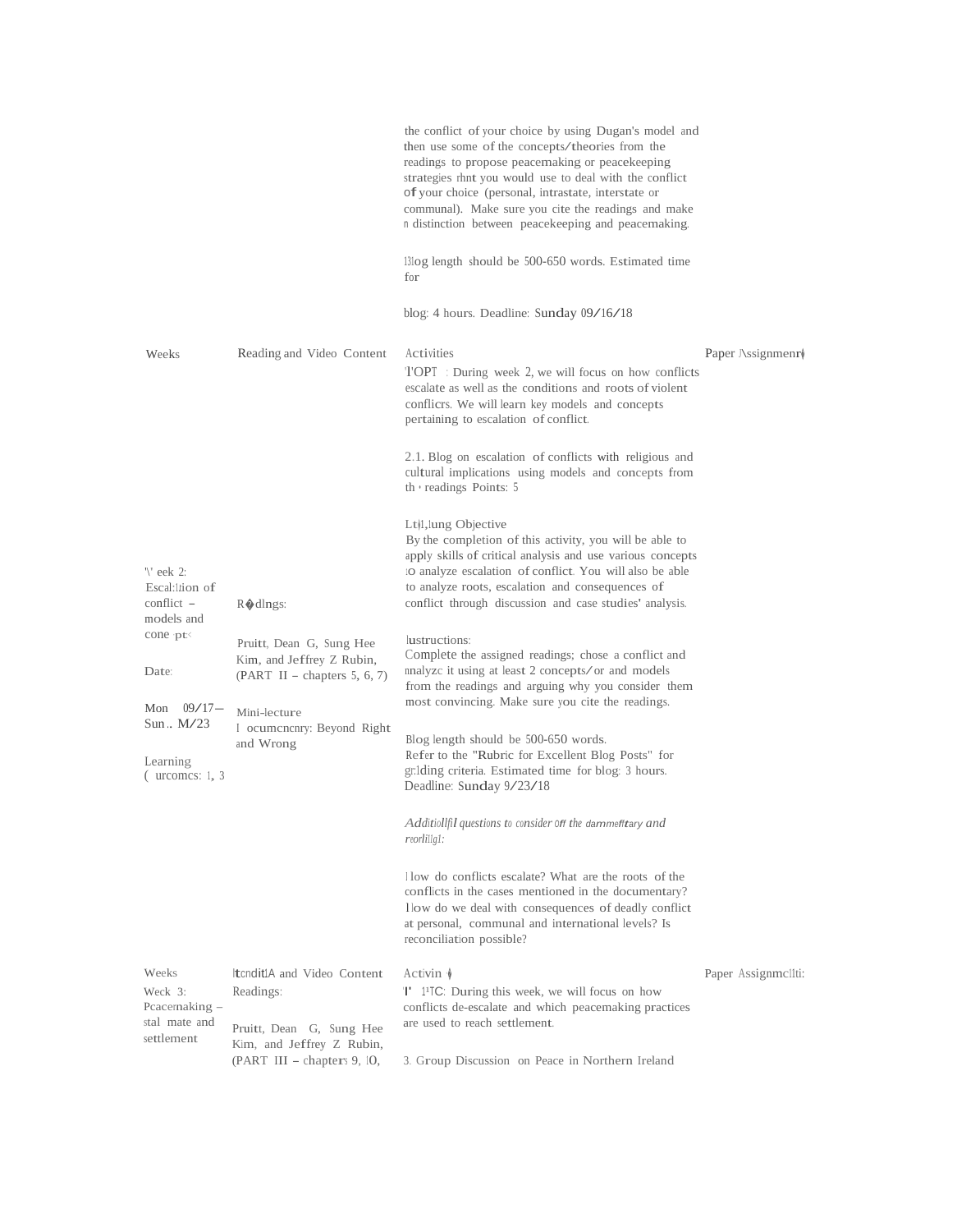|  |  | the conflict of your choice by using Dugan's model and then use some of the concepts/theories from the readings to propose peacemaking or peacekeeping strategies rhnt you would use to deal with the conflict of your choice (personal, intrastate, interstate or communal). Make sure you cite the readings and make n distinction between peacekeeping and peacemaking.<br><br>13log length should be 500-650 words. Estimated time for<br><br>blog: 4 hours. Deadline: Sunday 09/16/18 |  |
|---|---|---|---|

| Weeks | Reading and Video Content | Activities | Paper Assignment |
|---|---|---|---|
| Week 2: Escalation of conflict – models and conc pts<br><br>Date:<br><br>Mon 09/17– Sun.. M/23<br><br>Learning ( urcomcs: 1, 3 | R�dlngs:<br><br>Pruitt, Dean G, Sung Hee Kim, and Jeffrey Z Rubin, (PART II – chapters 5, 6, 7)<br><br>Mini-lecture<br>I ocumcncnry: Beyond Right and Wrong | T'OPT : During week 2, we will focus on how conflicts escalate as well as the conditions and roots of violent conflicrs. We will learn key models and concepts pertaining to escalation of conflict.<br><br>2.1. Blog on escalation of conflicts with religious and cultural implications using models and concepts from th readings Points: 5<br><br>Ltil,lung Objective<br>By the completion of this activity, you will be able to apply skills of critical analysis and use various concepts to analyze escalation of conflict. You will also be able to analyze roots, escalation and consequences of conflict through discussion and case studies' analysis.<br><br>lustructions:<br>Complete the assigned readings; chose a conflict and nnalyzc it using at least 2 concepts/or and models from the readings and arguing why you consider them most convincing. Make sure you cite the readings.<br><br>Blog length should be 500-650 words.<br>Refer to the "Rubric for Excellent Blog Posts" for grading criteria. Estimated time for blog: 3 hours.<br>Deadline: Sunday 9/23/18<br><br>*Additiollfil questions to consider off the dammefitary and reorlillg1:*<br><br>I low do conflicts escalate? What are the roots of the conflicts in the cases mentioned in the documentary? I low do we deal with consequences of deadly conflict at personal, communal and international levels? Is reconciliation possible? |  |

| Weeks | ReaditlA and Video Content | Activin | Paper Assignmclti: |
|---|---|---|---|
| Week 3: Peacemaking – stal mate and settlement | Readings:<br><br>Pruitt, Dean G, Sung Hee Kim, and Jeffrey Z Rubin, (PART III – chapters 9, 10, | I' 1ITC: During this week, we will focus on how conflicts de-escalate and which peacemaking practices are used to reach settlement.<br><br>3. Group Discussion on Peace in Northern Ireland |  |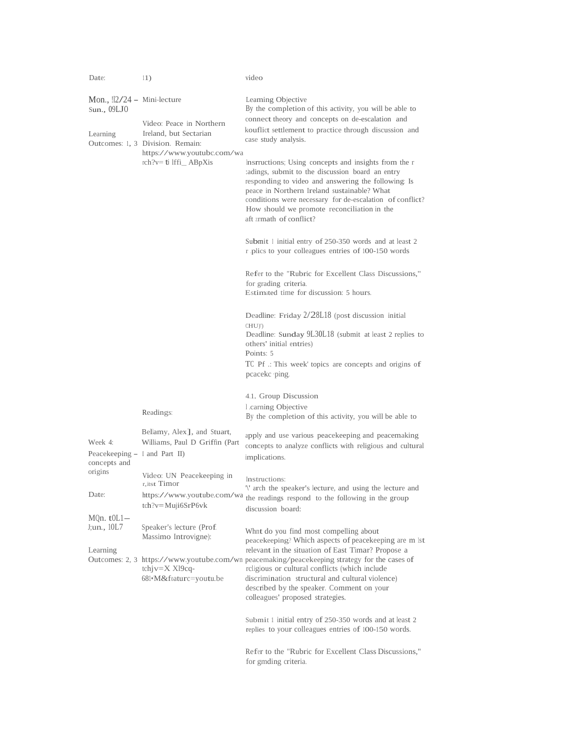| Date: | 11) | video |
|---|---|---|
| Mon., !l2/24 – Sun., 09LJ0<br><br>Learning Outcomes: 1, 3 | Mini-lecture<br><br>Video: Peace in Northern Ireland, but Sectarian Division. Remain: https://www.youtubc.com/watch?v= tI lffi_ ABpXis | Learning Objective<br>By the completion of this activity, you will be able to connect theory and concepts on de-escalation and kouflict settlement to practice through discussion and case study analysis.<br><br>lnsrructions; Using concepts and insights from the r :adings, submit to the discussion board an entry responding to video and answering the following: Is peace in Northern Ireland sustainable? What conditions were necessary for de-escalation of conflict? How should we promote reconciliation in the aft zrmath of conflict?<br><br>Submit 1 initial entry of 250-350 words and at least 2 r plics to your colleagues entries of 100-150 words<br><br>Refer to the "Rubric for Excellent Class Discussions," for grading criteria.<br>Estimated time for discussion: 5 hours.<br><br>Deadline: Friday 2/28L18 (post discussion initial CHU)')<br>Deadline: Sunday 9L30L18 (submit at least 2 replies to others' initial entries)<br>Points: 5<br>TC Pf .: This week' topics are concepts and origins of pcacekc ·ping. |
| Week 4:<br>Peacekeeping – concepts and origins<br><br>Date:<br><br>MQn. t0L1– J;un., 10L7<br><br>Learning Outcomes: 2, 3 | Readings:<br><br>Bellamy, Alex], and Stuart, Williams, Paul D Griffin (Part I and Part II)<br><br>Video: UN Peacekeeping in r,itst Timor<br>https://www.youtube.com/watch?v=Muji6SrP6vk<br><br>Speaker's lecture (Prof. Massimo Introvigne):<br>https://www.youtube.com/wntchjv=X Xl9cq-68l•M&f0aturc=youtu.be | 4.1. Group Discussion<br>l .carning Objective<br>By the completion of this activity, you will be able to apply and use various peacekeeping and peacemaking concepts to analyze conflicts with religious and cultural implications.<br><br>Instructions:<br>'\' arch the speaker's lecture, and using the lecture and the readings respond to the following in the group discussion board:<br><br>Whnt do you find most compelling about peacekeeping? Which aspects of peacekeeping are m lst relevant in the situation of East Timar? Propose a peacemaking/peacekeeping strategy for the cases of rcligious or cultural conflicts (which include discrimination structural and cultural violence) described by the speaker. Comment on your colleagues' proposed strategies.<br><br>Submit 1 initial entry of 250-350 words and at least 2 replies to your colleagues entries of 100-150 words.<br><br>Refer to the "Rubric for Excellent Class Discussions," for gmding criteria. |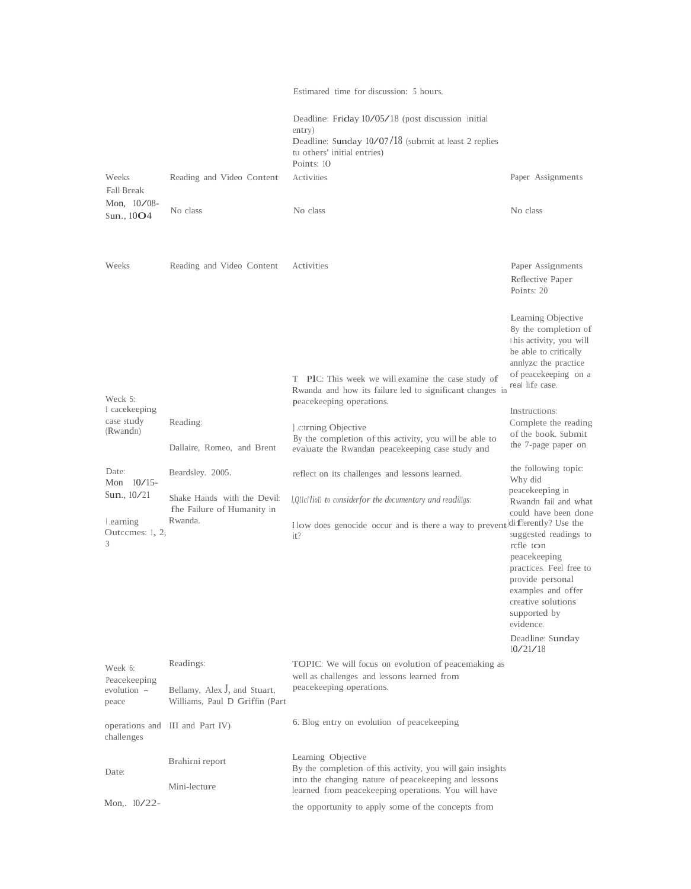| | | Estimared time for discussion: 5 hours.<br><br>Deadline: Friday 10/05/18 (post discussion initial entry)<br>Deadline: Sunday 10/07/18 (submit at least 2 replies tu others' initial entries)<br>Points: 10 | |
|---|---|---|---|
| Weeks | Reading and Video Content | Activities | Paper Assignments |
| Fall Break<br>Mon, 10/08-Sun., 10O4 | No class | No class | No class |

| Weeks | Reading and Video Content | Activities | Paper Assignments |
|---|---|---|---|
| Week 5:<br>I cacekeeping case study (Rwandn)<br><br>Date:<br>Mon 10/15-Sun., 10/21<br><br>l.earning Outccmes: 1, 2, 3 | Reading:<br><br>Dallaire, Romeo, and Brent Beardsley. 2005.<br><br>Shake Hands with the Devil: fhe Failure of Humanity in Rwanda. | T PIC: This week we will examine the case study of Rwanda and how its failure led to significant changes in peacekeeping operations.<br><br>].c:trning Objective<br>By the completion of this activity, you will be able to evaluate the Rwandan peacekeeping case study and reflect on its challenges and lessons learned.<br><br>*l,Q1lc!'lioll to considerfor the documentary and readillgs:*<br><br>I low does genocide occur and is there a way to prevent it? | Reflective Paper<br>Points: 20<br><br>Learning Objective<br>8y the completion of l his activity, you will be able to critically annlyzc the practice of peacekeeping on a real life case.<br><br>Instructions:<br>Complete the reading of the book. Submit the 7-page paper on the following topic: Why did peacekeeping in Rwandn fail and what could have been done differently? Use the suggested readings to rcfle ton peacekeeping practices. Feel free to provide personal examples and offer creative solutions supported by evidence.<br><br>Deadline: Sunday 10/21/18 |
| Week 6:<br>Peacekeeping evolution – peace operations and challenges<br><br>Date:<br><br>Mon,. 10/22- | Readings:<br><br>Bellamy, Alex J, and Stuart, Williams, Paul D Griffin (Part III and Part IV)<br><br>Brahirni report<br><br>Mini-lecture | TOPIC: We will focus on evolution of peacemaking as well as challenges and lessons learned from peacekeeping operations.<br><br>6. Blog entry on evolution of peacekeeping<br><br>Learning Objective<br>By the completion of this activity, you will gain insights into the changing nature of peacekeeping and lessons learned from peacekeeping operations. You will have the opportunity to apply some of the concepts from | |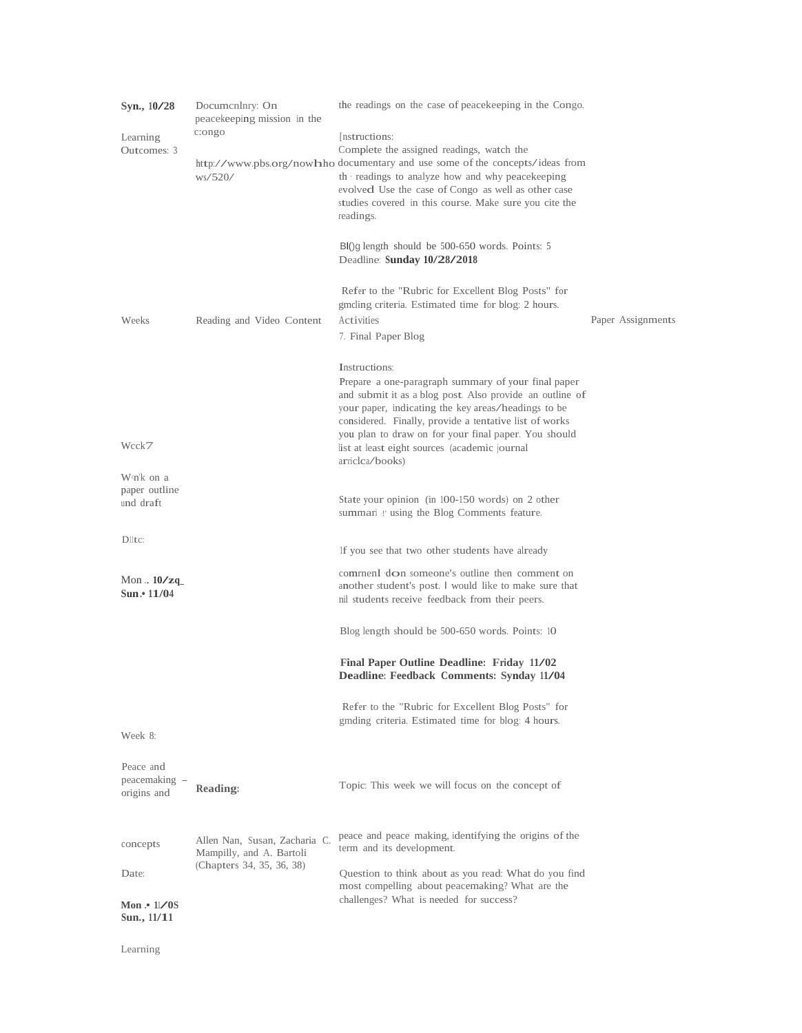| | | | |
|---|---|---|---|
| Syn., 10/28<br><br>Learning Outcomes: 3 | Documcnlnry: On peacekeeping mission in the c:ongo<br><br>http://www.pbs.org/nowhho ws/520/ | the readings on the case of peacekeeping in the Congo.<br><br>[nstructions:<br>Complete the assigned readings, watch the documentary and use some of the concepts/ideas from th readings to analyze how and why peacekeeping evolved Use the case of Congo as well as other case studies covered in this course. Make sure you cite the readings.<br><br>Bl()g length should be 500-650 words. Points: 5<br>Deadline: **Sunday 10/28/2018**<br><br>Refer to the "Rubric for Excellent Blog Posts" for gmding criteria. Estimated time for blog: 2 hours. | |
| Weeks | Reading and Video Content | Activities | Paper Assignments |
| Wcck7<br><br>W‹n'k on a paper outline und draft<br><br>Dlltc:<br><br>Mon .. **10/zq_**<br>**Sun.• 11/04** | | 7. Final Paper Blog<br><br>Instructions:<br>Prepare a one-paragraph summary of your final paper and submit it as a blog post. Also provide an outline of your paper, indicating the key areas/headings to be considered. Finally, provide a tentative list of works you plan to draw on for your final paper. You should list at least eight sources (academic journal arriclca/books)<br><br>State your opinion (in 100-150 words) on 2 other summari !' using the Blog Comments feature.<br><br>If you see that two other students have already comrnenl d‹›n someone's outline then comment on another student's post. I would like to make sure that nil students receive feedback from their peers.<br><br>Blog length should be 500-650 words. Points: 10<br><br>**Final Paper Outline Deadline: Friday 11/02**<br>**Deadline: Feedback Comments: Synday 11/04**<br><br>Refer to the "Rubric for Excellent Blog Posts" for gmding criteria. Estimated time for blog: 4 hours. | |
| Week 8:<br><br>Peace and peacemaking – origins and concepts<br><br>Date:<br><br>**Mon .• 1l/0S**<br>**Sun., 11/11**<br><br>Learning | **Reading:**<br><br>Allen Nan, Susan, Zacharia C. Mampilly, and A. Bartoli (Chapters 34, 35, 36, 38) | Topic: This week we will focus on the concept of peace and peace making, identifying the origins of the term and its development.<br><br>Question to think about as you read: What do you find most compelling about peacemaking? What are the challenges? What is needed for success? | |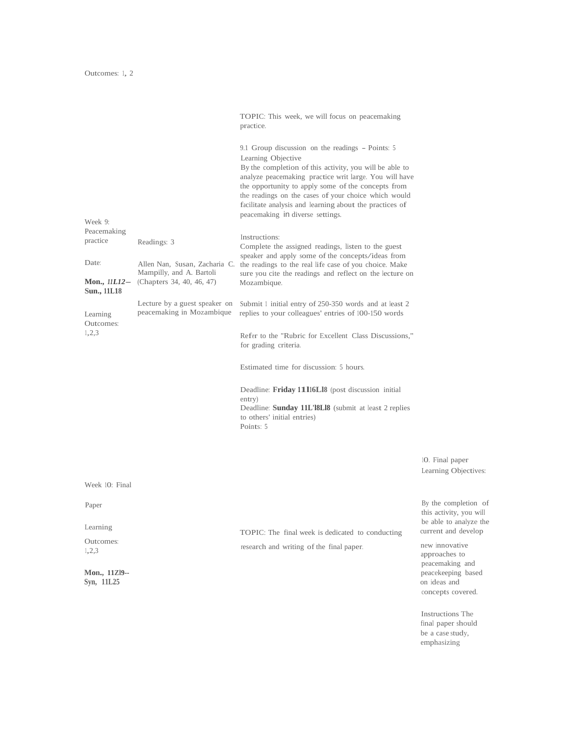Outcomes: 1, 2

| | | | |
|---|---|---|---|
| Week 9: Peacemaking practice<br><br>Date:<br><br>**Mon., *11L12*– Sun., 11L18**<br><br>Learning Outcomes: 1,2,3 | Readings: 3<br><br>Allen Nan, Susan, Zacharia C. Mampilly, and A. Bartoli (Chapters 34, 40, 46, 47)<br><br>Lecture by a guest speaker on peacemaking in Mozambique | TOPIC: This week, we will focus on peacemaking practice.<br><br>9.1 Group discussion on the readings – Points: 5<br>Learning Objective<br>By the completion of this activity, you will be able to analyze peacemaking practice writ large. You will have the opportunity to apply some of the concepts from the readings on the cases of your choice which would facilitate analysis and learning about the practices of peacemaking in diverse settings.<br><br>Instructions:<br>Complete the assigned readings, listen to the guest speaker and apply some of the concepts/ideas from the readings to the real life case of you choice. Make sure you cite the readings and reflect on the lecture on Mozambique.<br><br>Submit 1 initial entry of 250-350 words and at least 2 replies to your colleagues' entries of 100-150 words<br><br>Refer to the "Rubric for Excellent Class Discussions," for grading criteria.<br><br>Estimated time for discussion: 5 hours.<br><br>Deadline: **Friday 11l16Ll8** (post discussion initial entry)<br>Deadline: **Sunday 11L'l8Ll8** (submit at least 2 replies to others' initial entries)<br>Points: 5 | |
| Week 10: Final Paper<br><br>Learning Outcomes: 1,2,3<br><br>**Mon., 11Zl9-- Syn, 11L25** | | TOPIC: The final week is dedicated to conducting research and writing of the final paper. | 10. Final paper<br>Learning Objectives:<br><br>By the completion of this activity, you will be able to analyze the current and develop new innovative approaches to peacemaking and peacekeeping based on ideas and concepts covered.<br><br>Instructions The final paper should be a case study, emphasizing |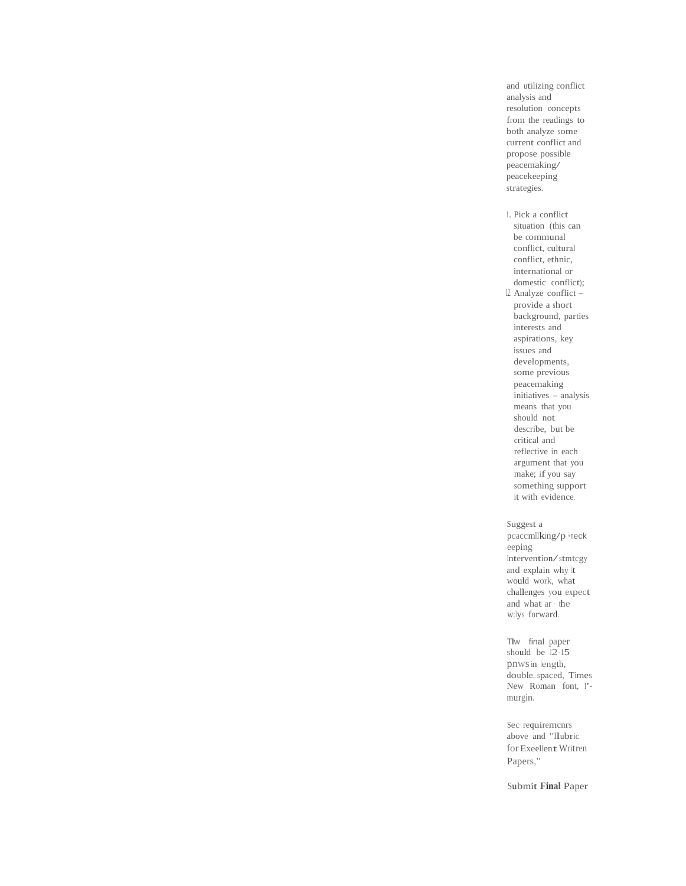and utilizing conflict analysis and resolution concepts from the readings to both analyze some current conflict and propose possible peacemaking/ peacekeeping strategies.

1. Pick a conflict situation (this can be communal conflict, cultural conflict, ethnic, international or domestic conflict);
2. Analyze conflict – provide a short background, parties interests and aspirations, key issues and developments, some previous peacemaking initiatives – analysis means that you should not describe, but be critical and reflective in each argument that you make; if you say something support it with evidence.

Suggest a pcaccmllking/p neck eeping Intervention/ stmtcgy and explain why it would work, what challenges you expect and what ar the w:lys forward.

Tlw final paper should be 12-15 pnws in length, double spaced, Times New Roman font, 1"- murgin.

Sec requiremcnrs above and "llubric for Exeellent Writren Papers,"

Submit **Final** Paper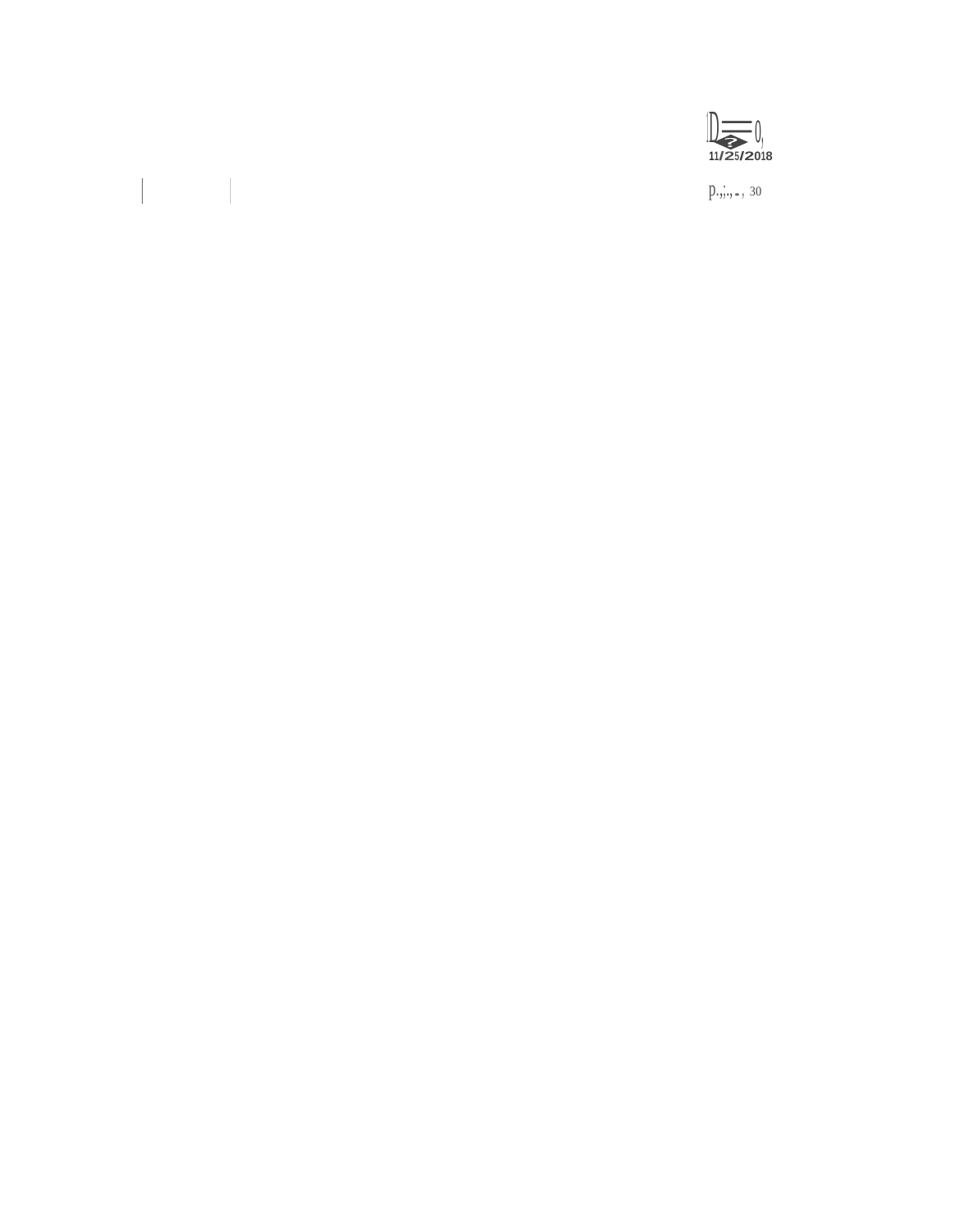11/25/2018